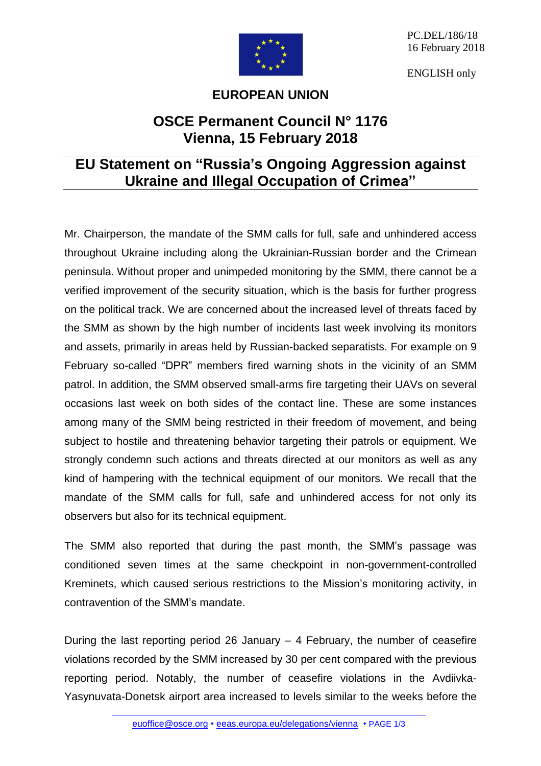PC.DEL/186/18
16 February 2018

ENGLISH only

# EUROPEAN UNION

## OSCE Permanent Council N° 1176
## Vienna, 15 February 2018

## EU Statement on "Russia's Ongoing Aggression against Ukraine and Illegal Occupation of Crimea"

Mr. Chairperson, the mandate of the SMM calls for full, safe and unhindered access throughout Ukraine including along the Ukrainian-Russian border and the Crimean peninsula. Without proper and unimpeded monitoring by the SMM, there cannot be a verified improvement of the security situation, which is the basis for further progress on the political track. We are concerned about the increased level of threats faced by the SMM as shown by the high number of incidents last week involving its monitors and assets, primarily in areas held by Russian-backed separatists. For example on 9 February so-called "DPR" members fired warning shots in the vicinity of an SMM patrol. In addition, the SMM observed small-arms fire targeting their UAVs on several occasions last week on both sides of the contact line. These are some instances among many of the SMM being restricted in their freedom of movement, and being subject to hostile and threatening behavior targeting their patrols or equipment. We strongly condemn such actions and threats directed at our monitors as well as any kind of hampering with the technical equipment of our monitors. We recall that the mandate of the SMM calls for full, safe and unhindered access for not only its observers but also for its technical equipment.

The SMM also reported that during the past month, the SMM's passage was conditioned seven times at the same checkpoint in non-government-controlled Kreminets, which caused serious restrictions to the Mission's monitoring activity, in contravention of the SMM's mandate.

During the last reporting period 26 January – 4 February, the number of ceasefire violations recorded by the SMM increased by 30 per cent compared with the previous reporting period. Notably, the number of ceasefire violations in the Avdiivka-Yasynuvata-Donetsk airport area increased to levels similar to the weeks before the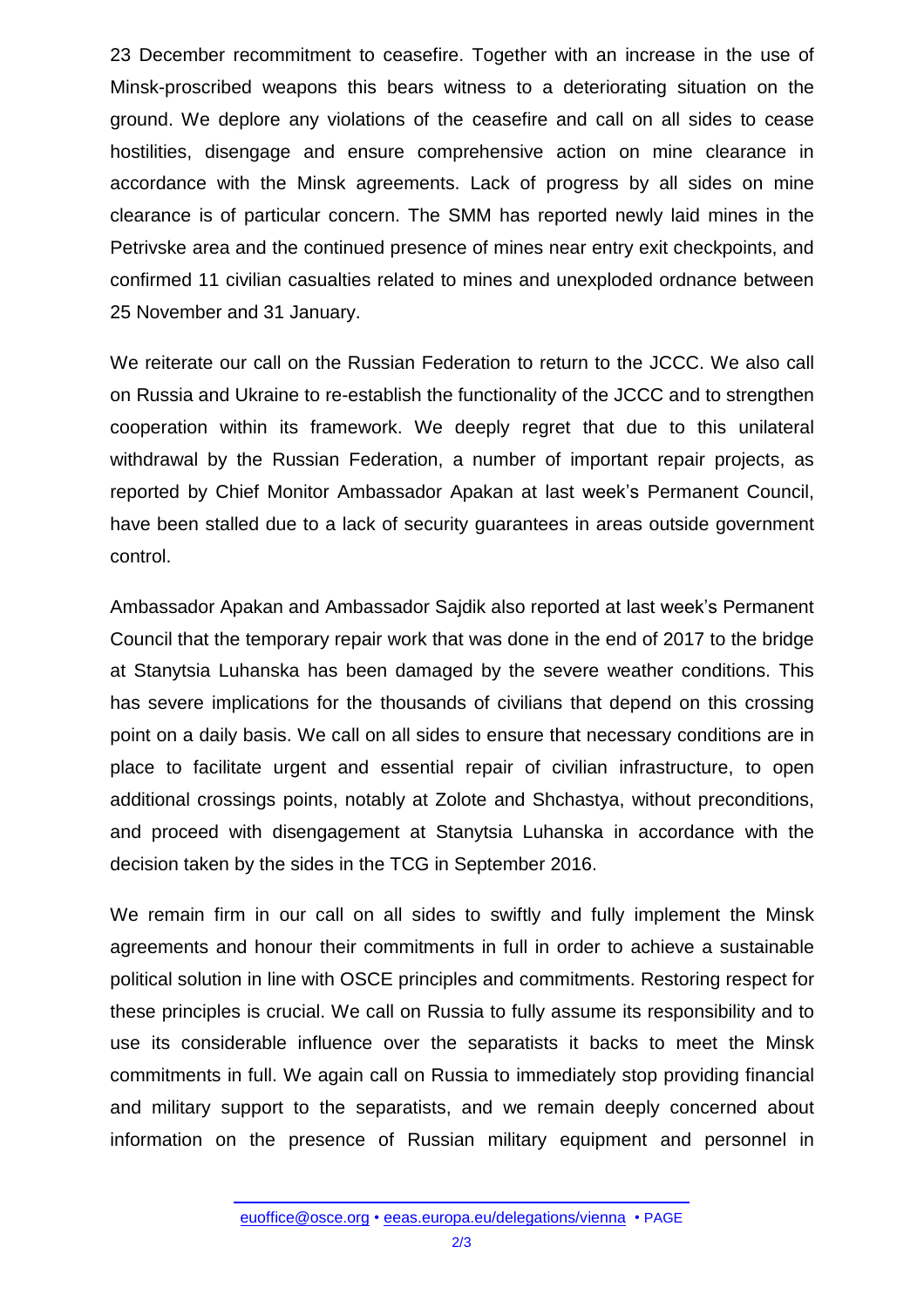23 December recommitment to ceasefire. Together with an increase in the use of Minsk-proscribed weapons this bears witness to a deteriorating situation on the ground. We deplore any violations of the ceasefire and call on all sides to cease hostilities, disengage and ensure comprehensive action on mine clearance in accordance with the Minsk agreements. Lack of progress by all sides on mine clearance is of particular concern. The SMM has reported newly laid mines in the Petrivske area and the continued presence of mines near entry exit checkpoints, and confirmed 11 civilian casualties related to mines and unexploded ordnance between 25 November and 31 January.

We reiterate our call on the Russian Federation to return to the JCCC. We also call on Russia and Ukraine to re-establish the functionality of the JCCC and to strengthen cooperation within its framework. We deeply regret that due to this unilateral withdrawal by the Russian Federation, a number of important repair projects, as reported by Chief Monitor Ambassador Apakan at last week's Permanent Council, have been stalled due to a lack of security guarantees in areas outside government control.

Ambassador Apakan and Ambassador Sajdik also reported at last week's Permanent Council that the temporary repair work that was done in the end of 2017 to the bridge at Stanytsia Luhanska has been damaged by the severe weather conditions. This has severe implications for the thousands of civilians that depend on this crossing point on a daily basis. We call on all sides to ensure that necessary conditions are in place to facilitate urgent and essential repair of civilian infrastructure, to open additional crossings points, notably at Zolote and Shchastya, without preconditions, and proceed with disengagement at Stanytsia Luhanska in accordance with the decision taken by the sides in the TCG in September 2016.

We remain firm in our call on all sides to swiftly and fully implement the Minsk agreements and honour their commitments in full in order to achieve a sustainable political solution in line with OSCE principles and commitments. Restoring respect for these principles is crucial. We call on Russia to fully assume its responsibility and to use its considerable influence over the separatists it backs to meet the Minsk commitments in full. We again call on Russia to immediately stop providing financial and military support to the separatists, and we remain deeply concerned about information on the presence of Russian military equipment and personnel in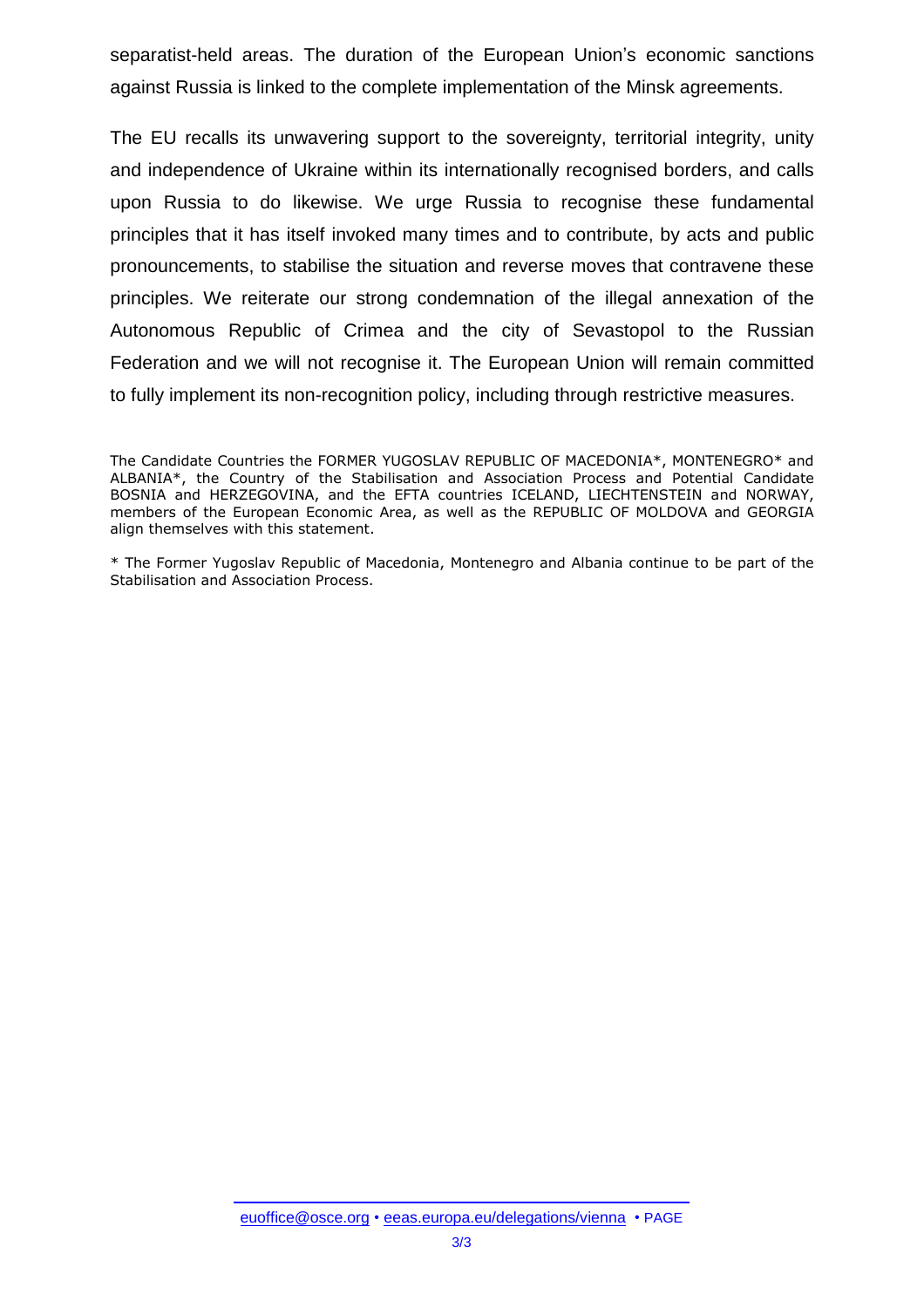separatist-held areas. The duration of the European Union's economic sanctions against Russia is linked to the complete implementation of the Minsk agreements.

The EU recalls its unwavering support to the sovereignty, territorial integrity, unity and independence of Ukraine within its internationally recognised borders, and calls upon Russia to do likewise. We urge Russia to recognise these fundamental principles that it has itself invoked many times and to contribute, by acts and public pronouncements, to stabilise the situation and reverse moves that contravene these principles. We reiterate our strong condemnation of the illegal annexation of the Autonomous Republic of Crimea and the city of Sevastopol to the Russian Federation and we will not recognise it. The European Union will remain committed to fully implement its non-recognition policy, including through restrictive measures.

The Candidate Countries the FORMER YUGOSLAV REPUBLIC OF MACEDONIA*, MONTENEGRO* and ALBANIA*, the Country of the Stabilisation and Association Process and Potential Candidate BOSNIA and HERZEGOVINA, and the EFTA countries ICELAND, LIECHTENSTEIN and NORWAY, members of the European Economic Area, as well as the REPUBLIC OF MOLDOVA and GEORGIA align themselves with this statement.

* The Former Yugoslav Republic of Macedonia, Montenegro and Albania continue to be part of the Stabilisation and Association Process.

euoffice@osce.org • eeas.europa.eu/delegations/vienna